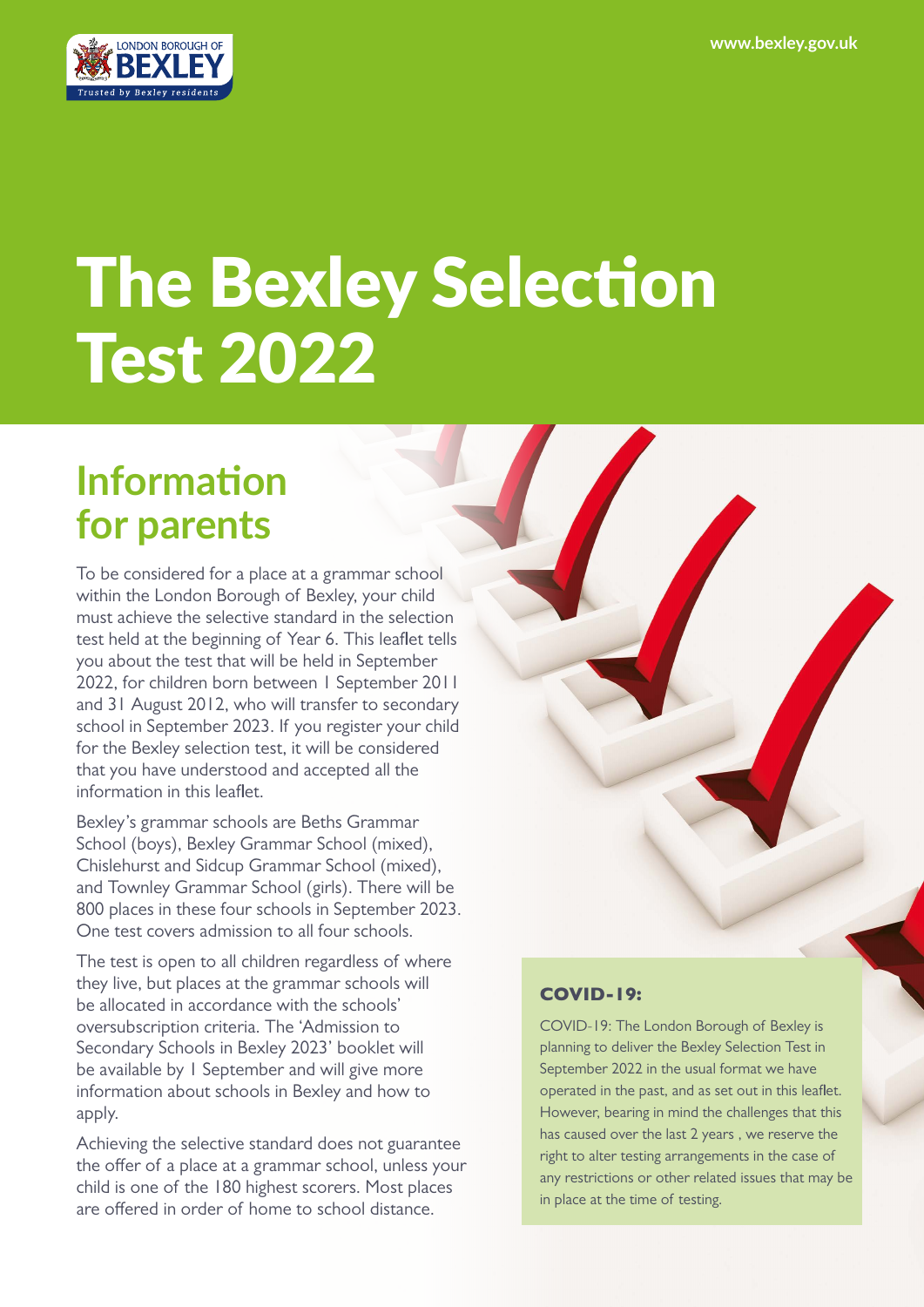# The Bexley Selection Test 2022

## Information for parents

To be considered for a place at a grammar school within the London Borough of Bexley, your child must achieve the selective standard in the selection test held at the beginning of Year 6. This leaflet tells you about the test that will be held in September 2022, for children born between 1 September 2011 and 31 August 2012, who will transfer to secondary school in September 2023. If you register your child for the Bexley selection test, it will be considered that you have understood and accepted all the information in this leaflet.

Bexley's grammar schools are Beths Grammar School (boys), Bexley Grammar School (mixed), Chislehurst and Sidcup Grammar School (mixed), and Townley Grammar School (girls). There will be 800 places in these four schools in September 2023. One test covers admission to all four schools.

The test is open to all children regardless of where they live, but places at the grammar schools will be allocated in accordance with the schools' oversubscription criteria. The 'Admission to Secondary Schools in Bexley 2023' booklet will be available by 1 September and will give more information about schools in Bexley and how to apply.

Achieving the selective standard does not guarantee the offer of a place at a grammar school, unless your child is one of the 180 highest scorers. Most places are offered in order of home to school distance.

### COVID-19:

COVID-19: The London Borough of Bexley is planning to deliver the Bexley Selection Test in September 2022 in the usual format we have operated in the past, and as set out in this leaflet. However, bearing in mind the challenges that this has caused over the last 2 years , we reserve the right to alter testing arrangements in the case of any restrictions or other related issues that may be in place at the time of testing.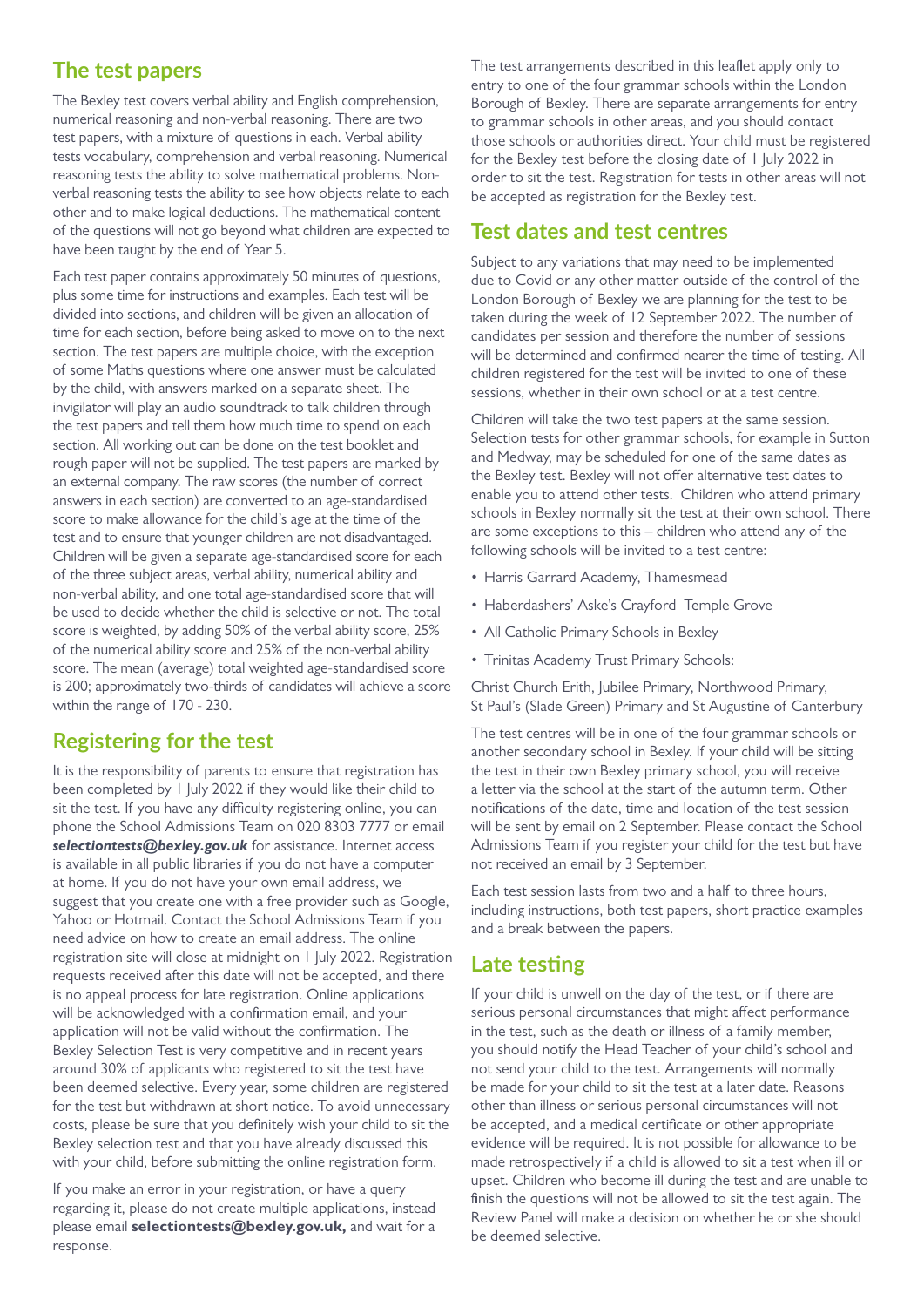## The test papers

The Bexley test covers verbal ability and English comprehension, numerical reasoning and non-verbal reasoning. There are two test papers, with a mixture of questions in each. Verbal ability tests vocabulary, comprehension and verbal reasoning. Numerical reasoning tests the ability to solve mathematical problems. Non-verbal reasoning tests the ability to see how objects relate to each other and to make logical deductions. The mathematical content of the questions will not go beyond what children are expected to have been taught by the end of Year 5.

Each test paper contains approximately 50 minutes of questions, plus some time for instructions and examples. Each test will be divided into sections, and children will be given an allocation of time for each section, before being asked to move on to the next section. The test papers are multiple choice, with the exception of some Maths questions where one answer must be calculated by the child, with answers marked on a separate sheet. The invigilator will play an audio soundtrack to talk children through the test papers and tell them how much time to spend on each section. All working out can be done on the test booklet and rough paper will not be supplied. The test papers are marked by an external company. The raw scores (the number of correct answers in each section) are converted to an age-standardised score to make allowance for the child's age at the time of the test and to ensure that younger children are not disadvantaged. Children will be given a separate age-standardised score for each of the three subject areas, verbal ability, numerical ability and non-verbal ability, and one total age-standardised score that will be used to decide whether the child is selective or not. The total score is weighted, by adding 50% of the verbal ability score, 25% of the numerical ability score and 25% of the non-verbal ability score. The mean (average) total weighted age-standardised score is 200; approximately two-thirds of candidates will achieve a score within the range of 170 - 230.

## Registering for the test

It is the responsibility of parents to ensure that registration has been completed by 1 July 2022 if they would like their child to sit the test. If you have any difficulty registering online, you can phone the School Admissions Team on 020 8303 7777 or email ***selectiontests@bexley.gov.uk*** for assistance. Internet access is available in all public libraries if you do not have a computer at home. If you do not have your own email address, we suggest that you create one with a free provider such as Google, Yahoo or Hotmail. Contact the School Admissions Team if you need advice on how to create an email address. The online registration site will close at midnight on 1 July 2022. Registration requests received after this date will not be accepted, and there is no appeal process for late registration. Online applications will be acknowledged with a confirmation email, and your application will not be valid without the confirmation. The Bexley Selection Test is very competitive and in recent years around 30% of applicants who registered to sit the test have been deemed selective. Every year, some children are registered for the test but withdrawn at short notice. To avoid unnecessary costs, please be sure that you definitely wish your child to sit the Bexley selection test and that you have already discussed this with your child, before submitting the online registration form.

If you make an error in your registration, or have a query regarding it, please do not create multiple applications, instead please email **selectiontests@bexley.gov.uk,** and wait for a response.

The test arrangements described in this leaflet apply only to entry to one of the four grammar schools within the London Borough of Bexley. There are separate arrangements for entry to grammar schools in other areas, and you should contact those schools or authorities direct. Your child must be registered for the Bexley test before the closing date of 1 July 2022 in order to sit the test. Registration for tests in other areas will not be accepted as registration for the Bexley test.

## Test dates and test centres

Subject to any variations that may need to be implemented due to Covid or any other matter outside of the control of the London Borough of Bexley we are planning for the test to be taken during the week of 12 September 2022. The number of candidates per session and therefore the number of sessions will be determined and confirmed nearer the time of testing. All children registered for the test will be invited to one of these sessions, whether in their own school or at a test centre.

Children will take the two test papers at the same session. Selection tests for other grammar schools, for example in Sutton and Medway, may be scheduled for one of the same dates as the Bexley test. Bexley will not offer alternative test dates to enable you to attend other tests. Children who attend primary schools in Bexley normally sit the test at their own school. There are some exceptions to this – children who attend any of the following schools will be invited to a test centre:

- Harris Garrard Academy, Thamesmead
- Haberdashers' Aske's Crayford Temple Grove
- All Catholic Primary Schools in Bexley
- Trinitas Academy Trust Primary Schools:

Christ Church Erith, Jubilee Primary, Northwood Primary, St Paul's (Slade Green) Primary and St Augustine of Canterbury

The test centres will be in one of the four grammar schools or another secondary school in Bexley. If your child will be sitting the test in their own Bexley primary school, you will receive a letter via the school at the start of the autumn term. Other notifications of the date, time and location of the test session will be sent by email on 2 September. Please contact the School Admissions Team if you register your child for the test but have not received an email by 3 September.

Each test session lasts from two and a half to three hours, including instructions, both test papers, short practice examples and a break between the papers.

## Late testing

If your child is unwell on the day of the test, or if there are serious personal circumstances that might affect performance in the test, such as the death or illness of a family member, you should notify the Head Teacher of your child's school and not send your child to the test. Arrangements will normally be made for your child to sit the test at a later date. Reasons other than illness or serious personal circumstances will not be accepted, and a medical certificate or other appropriate evidence will be required. It is not possible for allowance to be made retrospectively if a child is allowed to sit a test when ill or upset. Children who become ill during the test and are unable to finish the questions will not be allowed to sit the test again. The Review Panel will make a decision on whether he or she should be deemed selective.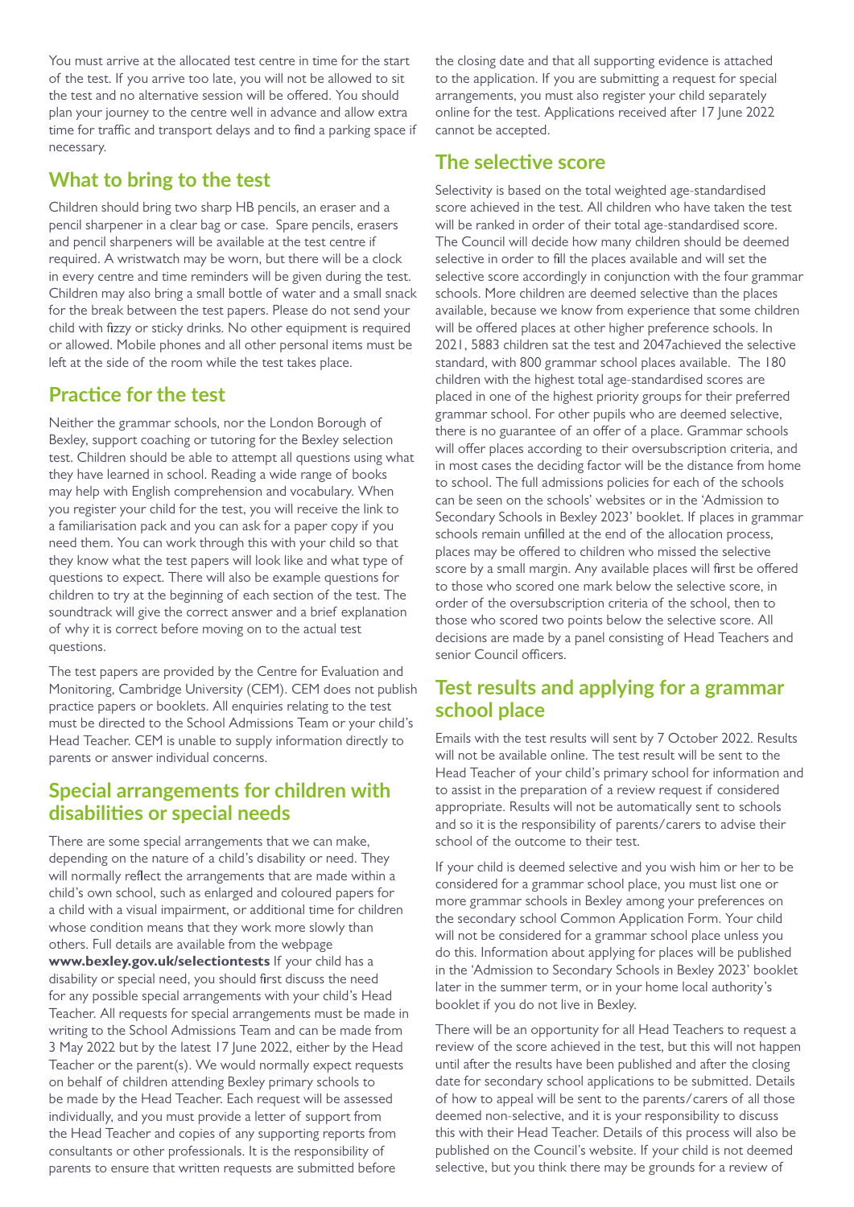You must arrive at the allocated test centre in time for the start of the test. If you arrive too late, you will not be allowed to sit the test and no alternative session will be offered. You should plan your journey to the centre well in advance and allow extra time for traffic and transport delays and to find a parking space if necessary.

## What to bring to the test

Children should bring two sharp HB pencils, an eraser and a pencil sharpener in a clear bag or case. Spare pencils, erasers and pencil sharpeners will be available at the test centre if required. A wristwatch may be worn, but there will be a clock in every centre and time reminders will be given during the test. Children may also bring a small bottle of water and a small snack for the break between the test papers. Please do not send your child with fizzy or sticky drinks. No other equipment is required or allowed. Mobile phones and all other personal items must be left at the side of the room while the test takes place.

## Practice for the test

Neither the grammar schools, nor the London Borough of Bexley, support coaching or tutoring for the Bexley selection test. Children should be able to attempt all questions using what they have learned in school. Reading a wide range of books may help with English comprehension and vocabulary. When you register your child for the test, you will receive the link to a familiarisation pack and you can ask for a paper copy if you need them. You can work through this with your child so that they know what the test papers will look like and what type of questions to expect. There will also be example questions for children to try at the beginning of each section of the test. The soundtrack will give the correct answer and a brief explanation of why it is correct before moving on to the actual test questions.

The test papers are provided by the Centre for Evaluation and Monitoring, Cambridge University (CEM). CEM does not publish practice papers or booklets. All enquiries relating to the test must be directed to the School Admissions Team or your child's Head Teacher. CEM is unable to supply information directly to parents or answer individual concerns.

## Special arrangements for children with disabilities or special needs

There are some special arrangements that we can make, depending on the nature of a child's disability or need. They will normally reflect the arrangements that are made within a child's own school, such as enlarged and coloured papers for a child with a visual impairment, or additional time for children whose condition means that they work more slowly than others. Full details are available from the webpage **www.bexley.gov.uk/selectiontests** If your child has a disability or special need, you should first discuss the need for any possible special arrangements with your child's Head Teacher. All requests for special arrangements must be made in writing to the School Admissions Team and can be made from 3 May 2022 but by the latest 17 June 2022, either by the Head Teacher or the parent(s). We would normally expect requests on behalf of children attending Bexley primary schools to be made by the Head Teacher. Each request will be assessed individually, and you must provide a letter of support from the Head Teacher and copies of any supporting reports from consultants or other professionals. It is the responsibility of parents to ensure that written requests are submitted before the closing date and that all supporting evidence is attached to the application. If you are submitting a request for special arrangements, you must also register your child separately online for the test. Applications received after 17 June 2022 cannot be accepted.

## The selective score

Selectivity is based on the total weighted age-standardised score achieved in the test. All children who have taken the test will be ranked in order of their total age-standardised score. The Council will decide how many children should be deemed selective in order to fill the places available and will set the selective score accordingly in conjunction with the four grammar schools. More children are deemed selective than the places available, because we know from experience that some children will be offered places at other higher preference schools. In 2021, 5883 children sat the test and 2047achieved the selective standard, with 800 grammar school places available. The 180 children with the highest total age-standardised scores are placed in one of the highest priority groups for their preferred grammar school. For other pupils who are deemed selective, there is no guarantee of an offer of a place. Grammar schools will offer places according to their oversubscription criteria, and in most cases the deciding factor will be the distance from home to school. The full admissions policies for each of the schools can be seen on the schools' websites or in the 'Admission to Secondary Schools in Bexley 2023' booklet. If places in grammar schools remain unfilled at the end of the allocation process, places may be offered to children who missed the selective score by a small margin. Any available places will first be offered to those who scored one mark below the selective score, in order of the oversubscription criteria of the school, then to those who scored two points below the selective score. All decisions are made by a panel consisting of Head Teachers and senior Council officers.

## Test results and applying for a grammar school place

Emails with the test results will sent by 7 October 2022. Results will not be available online. The test result will be sent to the Head Teacher of your child's primary school for information and to assist in the preparation of a review request if considered appropriate. Results will not be automatically sent to schools and so it is the responsibility of parents/carers to advise their school of the outcome to their test.

If your child is deemed selective and you wish him or her to be considered for a grammar school place, you must list one or more grammar schools in Bexley among your preferences on the secondary school Common Application Form. Your child will not be considered for a grammar school place unless you do this. Information about applying for places will be published in the 'Admission to Secondary Schools in Bexley 2023' booklet later in the summer term, or in your home local authority's booklet if you do not live in Bexley.

There will be an opportunity for all Head Teachers to request a review of the score achieved in the test, but this will not happen until after the results have been published and after the closing date for secondary school applications to be submitted. Details of how to appeal will be sent to the parents/carers of all those deemed non-selective, and it is your responsibility to discuss this with their Head Teacher. Details of this process will also be published on the Council's website. If your child is not deemed selective, but you think there may be grounds for a review of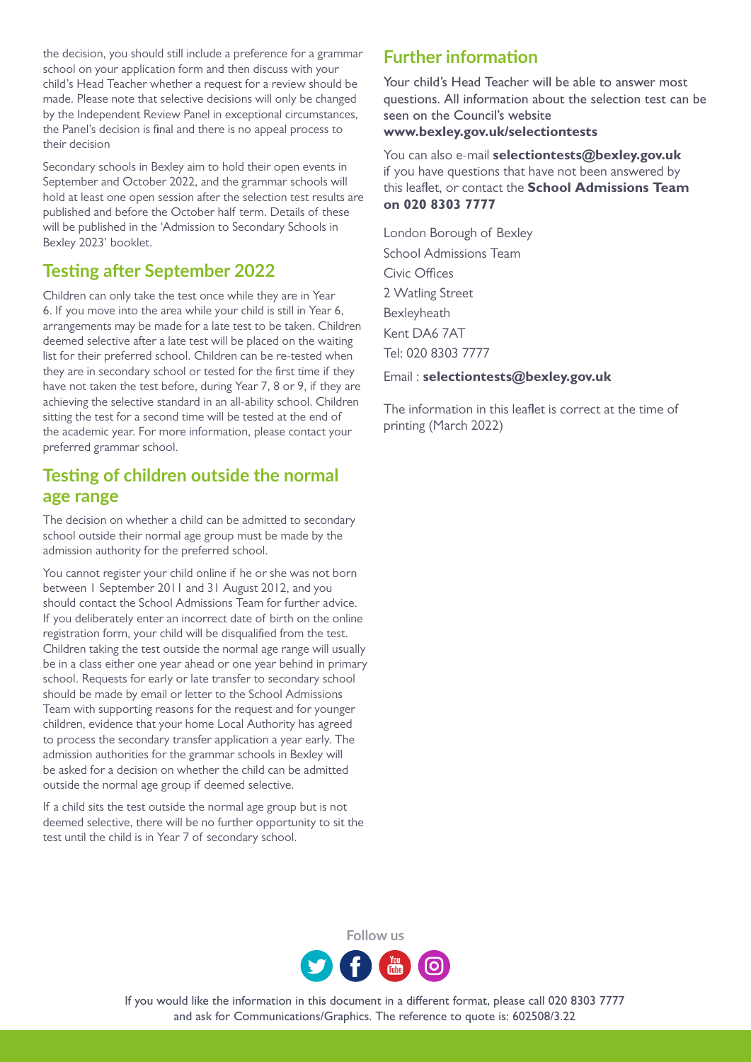the decision, you should still include a preference for a grammar school on your application form and then discuss with your child's Head Teacher whether a request for a review should be made. Please note that selective decisions will only be changed by the Independent Review Panel in exceptional circumstances, the Panel's decision is final and there is no appeal process to their decision

Secondary schools in Bexley aim to hold their open events in September and October 2022, and the grammar schools will hold at least one open session after the selection test results are published and before the October half term. Details of these will be published in the 'Admission to Secondary Schools in Bexley 2023' booklet.

## Testing after September 2022

Children can only take the test once while they are in Year 6. If you move into the area while your child is still in Year 6, arrangements may be made for a late test to be taken. Children deemed selective after a late test will be placed on the waiting list for their preferred school. Children can be re-tested when they are in secondary school or tested for the first time if they have not taken the test before, during Year 7, 8 or 9, if they are achieving the selective standard in an all-ability school. Children sitting the test for a second time will be tested at the end of the academic year. For more information, please contact your preferred grammar school.

## Testing of children outside the normal age range

The decision on whether a child can be admitted to secondary school outside their normal age group must be made by the admission authority for the preferred school.

You cannot register your child online if he or she was not born between 1 September 2011 and 31 August 2012, and you should contact the School Admissions Team for further advice. If you deliberately enter an incorrect date of birth on the online registration form, your child will be disqualified from the test. Children taking the test outside the normal age range will usually be in a class either one year ahead or one year behind in primary school. Requests for early or late transfer to secondary school should be made by email or letter to the School Admissions Team with supporting reasons for the request and for younger children, evidence that your home Local Authority has agreed to process the secondary transfer application a year early. The admission authorities for the grammar schools in Bexley will be asked for a decision on whether the child can be admitted outside the normal age group if deemed selective.

If a child sits the test outside the normal age group but is not deemed selective, there will be no further opportunity to sit the test until the child is in Year 7 of secondary school.

## Further information

Your child's Head Teacher will be able to answer most questions. All information about the selection test can be seen on the Council's website
**www.bexley.gov.uk/selectiontests**

You can also e-mail **selectiontests@bexley.gov.uk** if you have questions that have not been answered by this leaflet, or contact the **School Admissions Team on 020 8303 7777**

London Borough of Bexley
School Admissions Team
Civic Offices
2 Watling Street
Bexleyheath
Kent DA6 7AT
Tel: 020 8303 7777

Email : **selectiontests@bexley.gov.uk**

The information in this leaflet is correct at the time of printing (March 2022)

Follow us

If you would like the information in this document in a different format, please call 020 8303 7777 and ask for Communications/Graphics. The reference to quote is: 602508/3.22